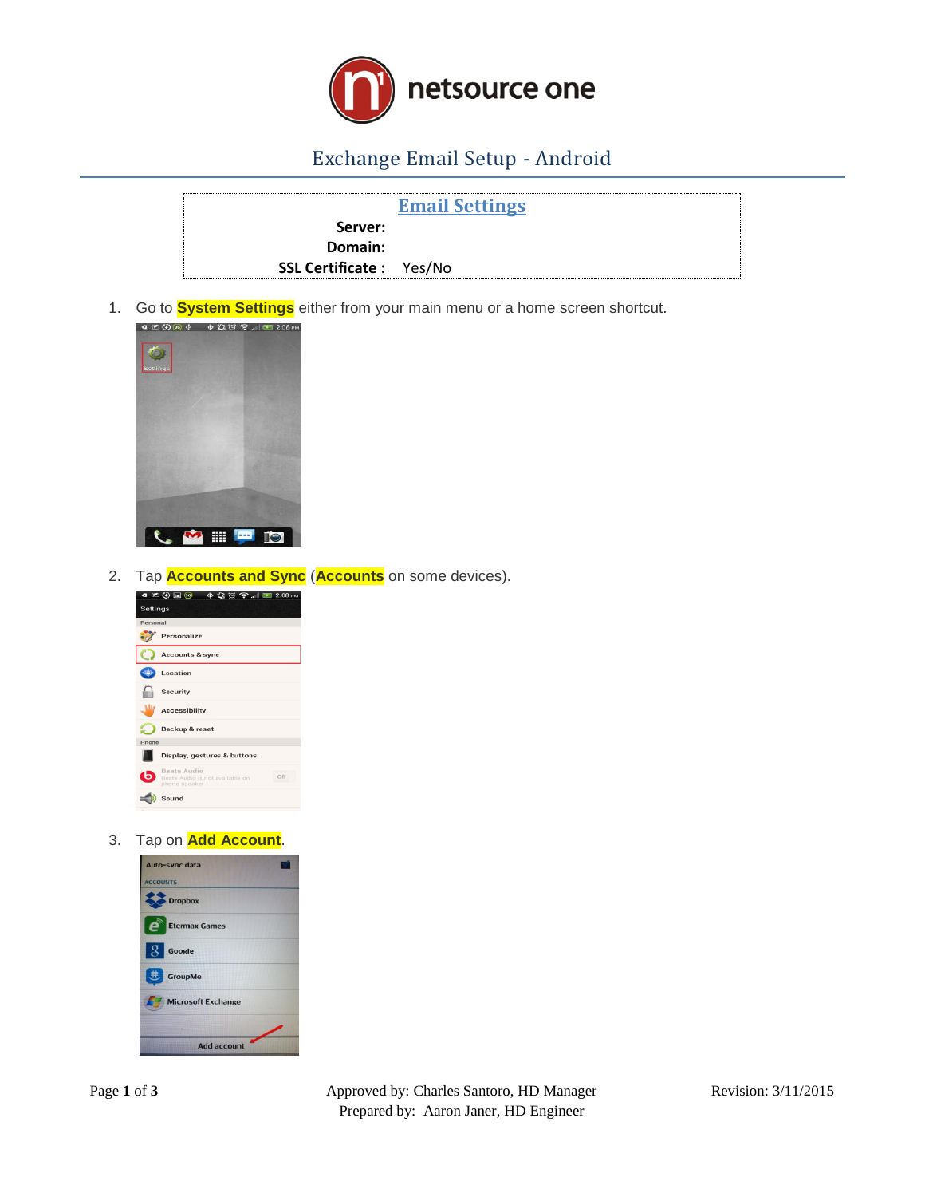# Exchange Email Setup - Android

## Email Settings

**Server:**
**Domain:**
**SSL Certificate :** Yes/No

1. Go to **System Settings** either from your main menu or a home screen shortcut.

2. Tap **Accounts and Sync** (**Accounts** on some devices).

3. Tap on **Add Account**.

Approved by: Charles Santoro, HD Manager
Prepared by: Aaron Janer, HD Engineer

Revision: 3/11/2015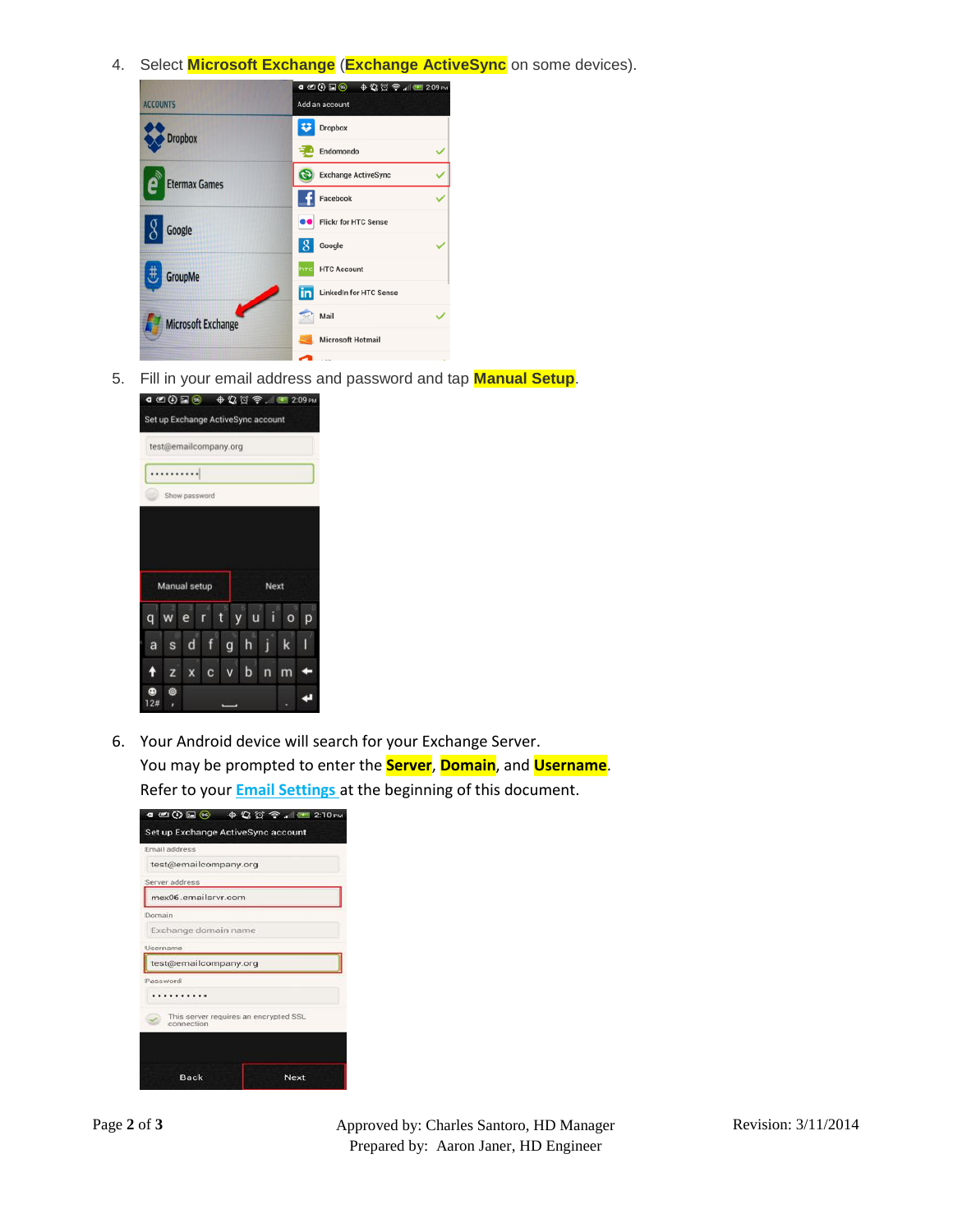4. Select **Microsoft Exchange** (**Exchange ActiveSync** on some devices).

5. Fill in your email address and password and tap **Manual Setup**.

6. Your Android device will search for your Exchange Server.
   You may be prompted to enter the **Server**, **Domain**, and **Username**.
   Refer to your **Email Settings** at the beginning of this document.

Approved by: Charles Santoro, HD Manager
Prepared by: Aaron Janer, HD Engineer

Revision: 3/11/2014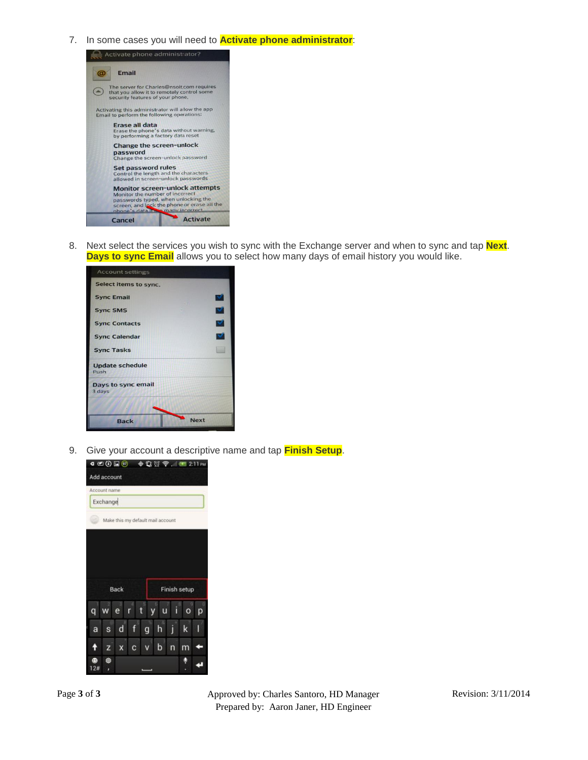7. In some cases you will need to **Activate phone administrator**:

8. Next select the services you wish to sync with the Exchange server and when to sync and tap **Next**. **Days to sync Email** allows you to select how many days of email history you would like.

9. Give your account a descriptive name and tap **Finish Setup**.

Approved by: Charles Santoro, HD Manager
Prepared by: Aaron Janer, HD Engineer

Revision: 3/11/2014